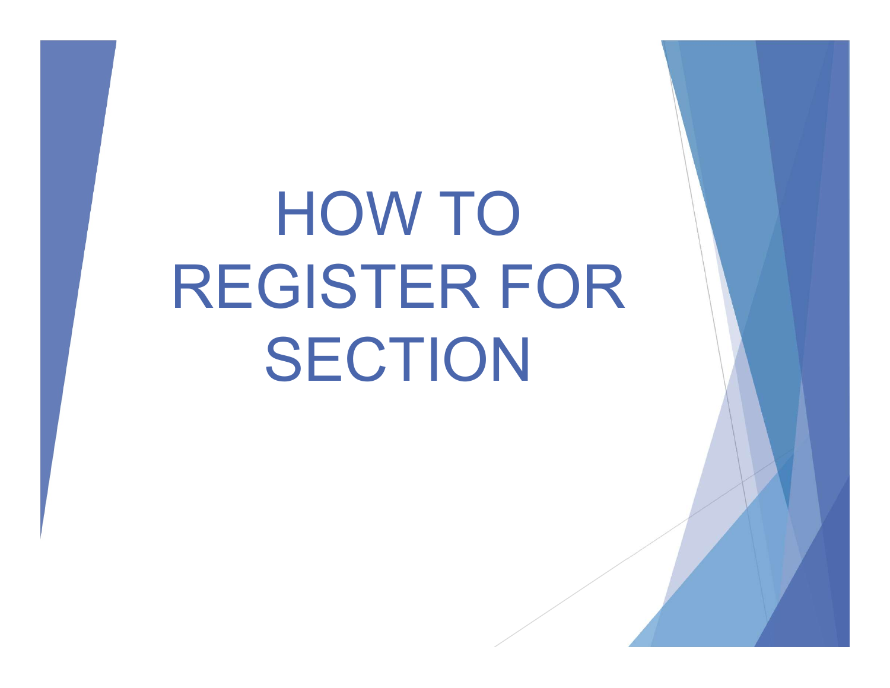# HOW TO REGISTER FOR SECTION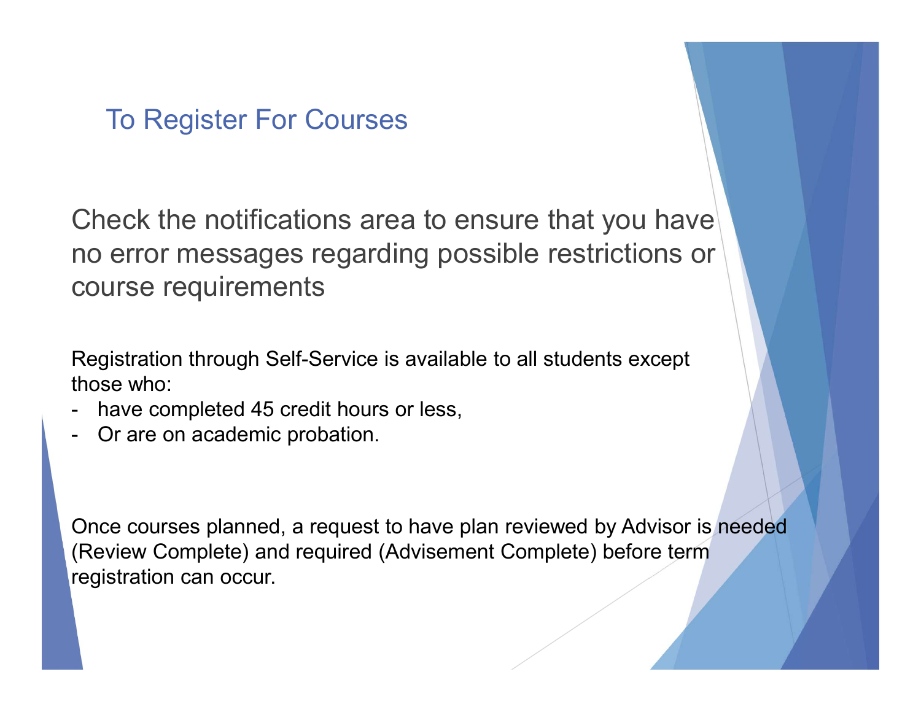## To Register For Courses

Check the notifications area to ensure that you have no error messages regarding possible restrictions or course requirements

Registration through Self-Service is available to all students except those who:

- have completed 45 credit hours or less,
- Or are on academic probation.

Once courses planned, a request to have plan reviewed by Advisor is needed (Review Complete) and required (Advisement Complete) before term registration can occur.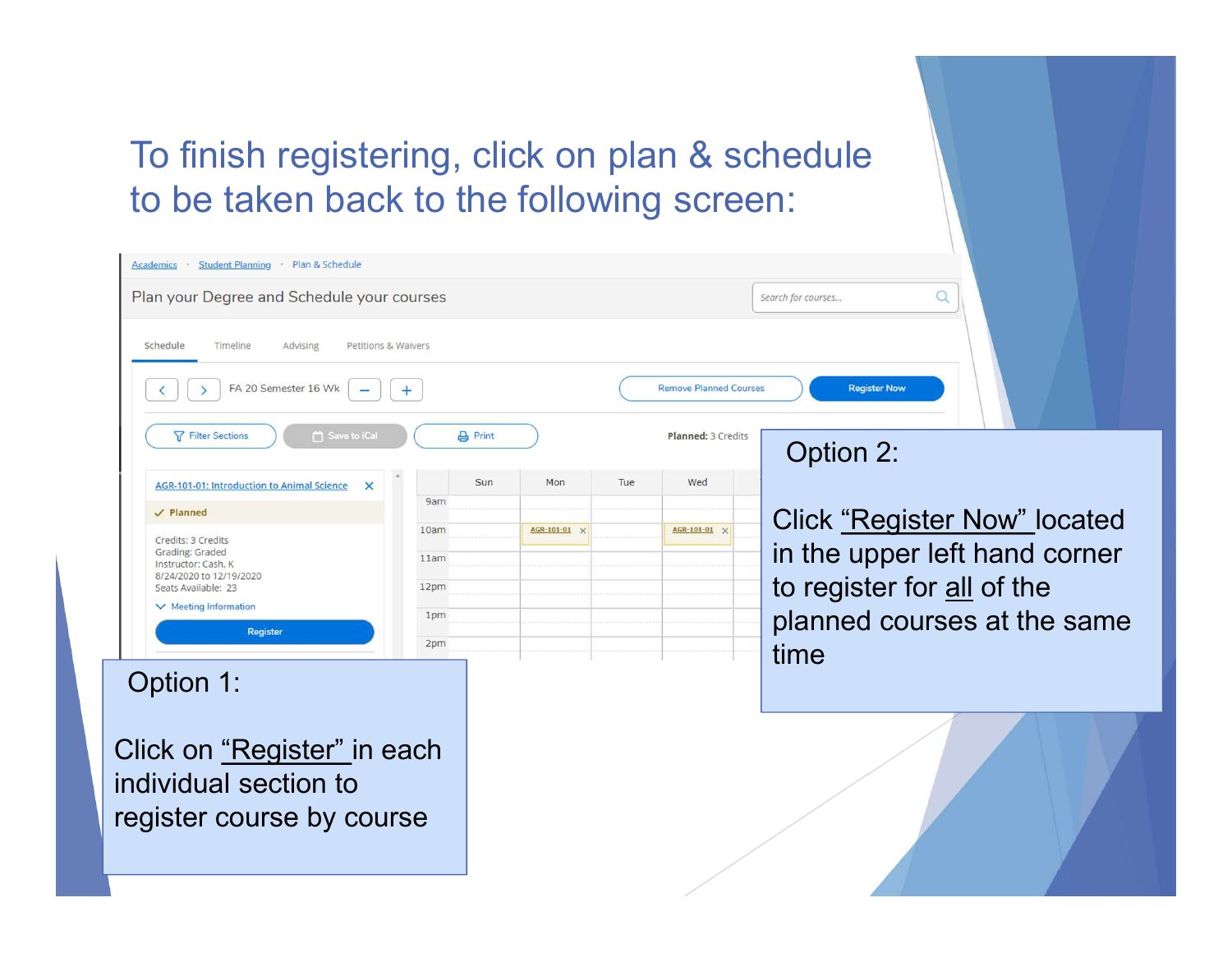# To finish registering, click on plan & schedule to be taken back to the following screen:

Academics · Student Planning · Plan & Schedule

Plan your Degree and Schedule your courses

Search for courses...

Schedule Timeline Advising Petitions & Waivers

FA 20 Semester 16 Wk

Remove Planned Courses | Register Now

Filter Sections | Save to iCal | Print

**Planned:** 3 Credits

AGR-101-01: Introduction to Animal Science

✓ Planned

Credits: 3 Credits
Grading: Graded
Instructor: Cash, K
8/24/2020 to 12/19/2020
Seats Available: 23

Meeting Information

Register

| | Sun | Mon | Tue | Wed |
|---|---|---|---|---|
| 9am | | | | |
| 10am | | AGR-101-01 | | AGR-101-01 |
| 11am | | | | |
| 12pm | | | | |
| 1pm | | | | |
| 2pm | | | | |

Option 1:

Click on "Register" in each individual section to register course by course

Option 2:

Click "Register Now" located in the upper left hand corner to register for all of the planned courses at the same time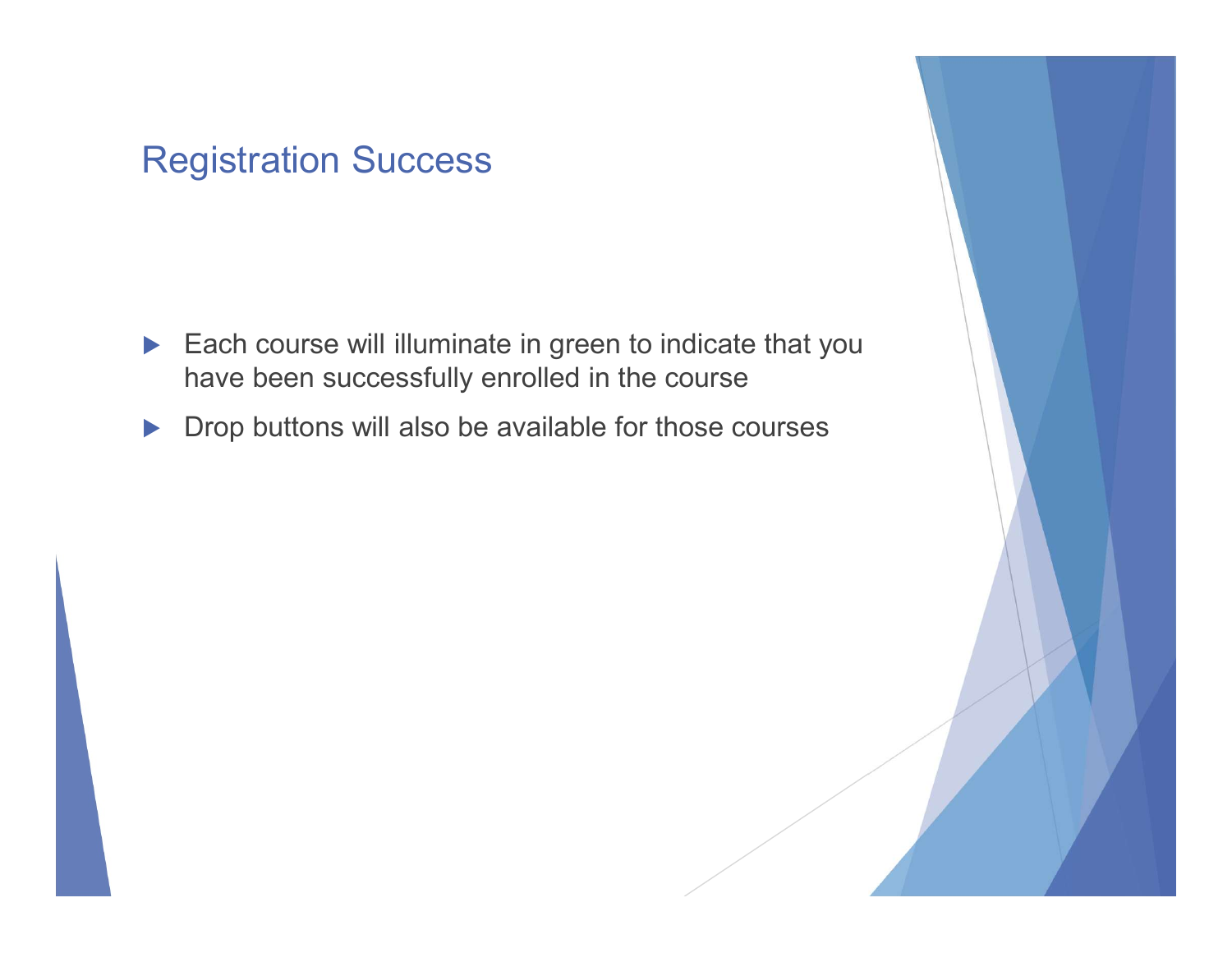# Registration Success

- Each course will illuminate in green to indicate that you have been successfully enrolled in the course
- Drop buttons will also be available for those courses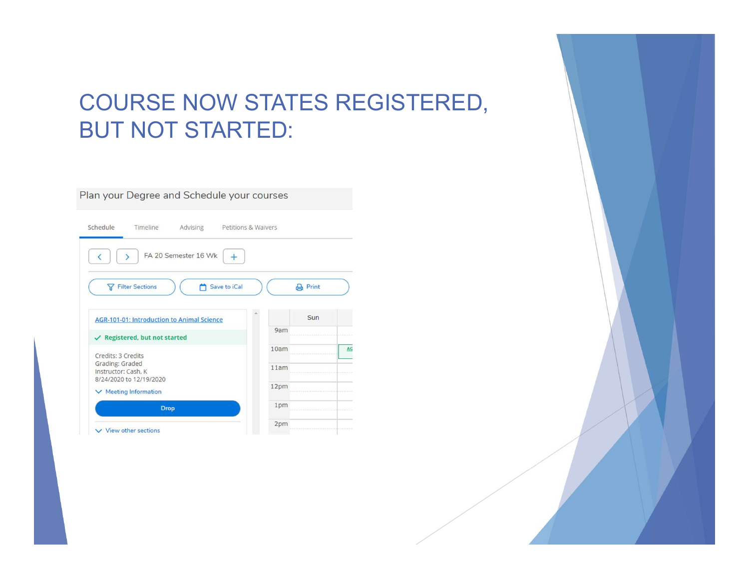# COURSE NOW STATES REGISTERED, BUT NOT STARTED:

Plan your Degree and Schedule your courses

Schedule | Timeline | Advising | Petitions & Waivers

FA 20 Semester 16 Wk

Filter Sections | Save to iCal | Print

AGR-101-01: Introduction to Animal Science

Registered, but not started

Credits: 3 Credits
Grading: Graded
Instructor: Cash, K
8/24/2020 to 12/19/2020

Meeting Information

Drop

View other sections

Sun

9am
10am
11am
12pm
1pm
2pm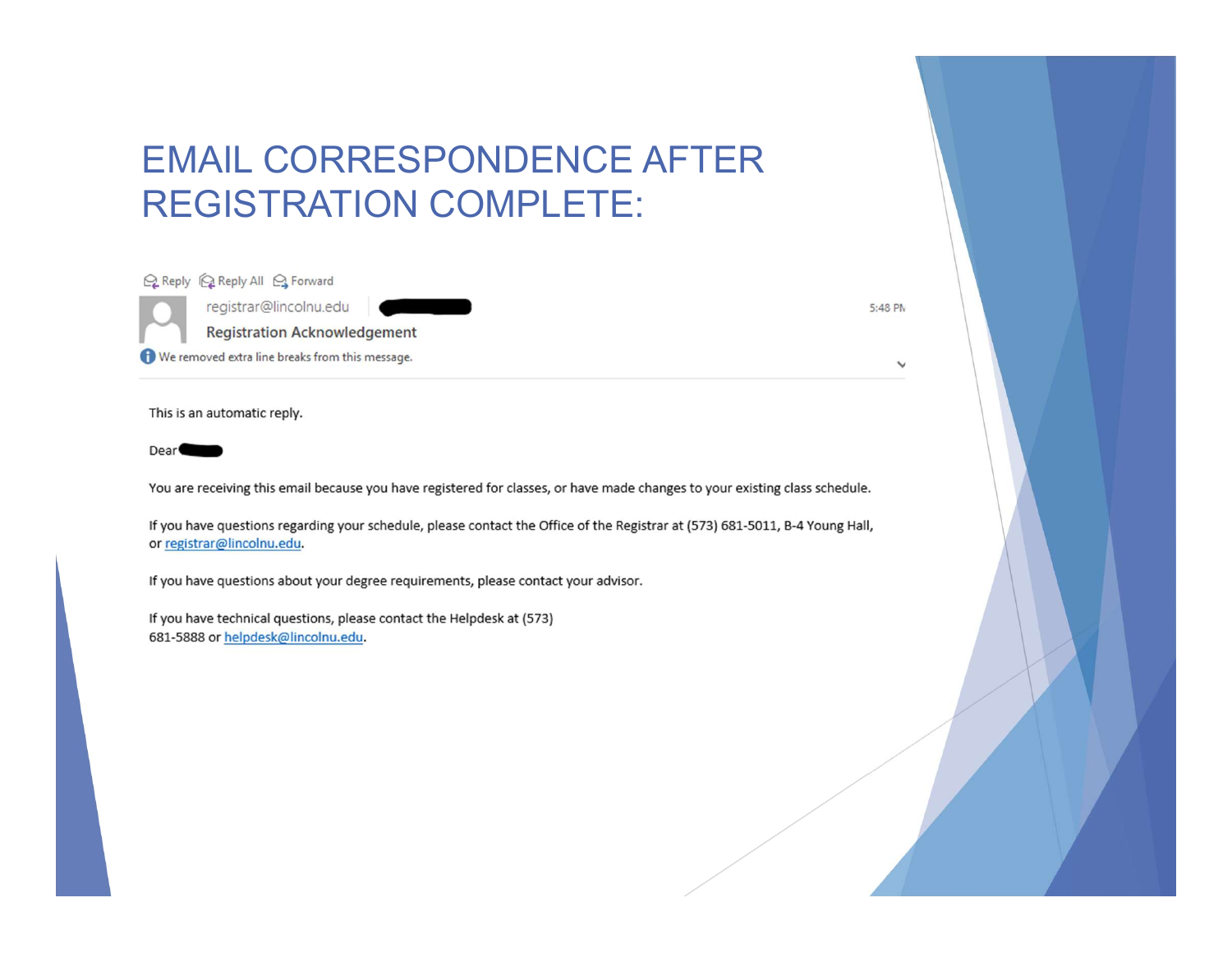# EMAIL CORRESPONDENCE AFTER REGISTRATION COMPLETE:

Reply | Reply All | Forward

registrar@lincolnu.edu

**Registration Acknowledgement**

5:48 PM

We removed extra line breaks from this message.

This is an automatic reply.

Dear

You are receiving this email because you have registered for classes, or have made changes to your existing class schedule.

If you have questions regarding your schedule, please contact the Office of the Registrar at (573) 681-5011, B-4 Young Hall, or registrar@lincolnu.edu.

If you have questions about your degree requirements, please contact your advisor.

If you have technical questions, please contact the Helpdesk at (573) 681-5888 or helpdesk@lincolnu.edu.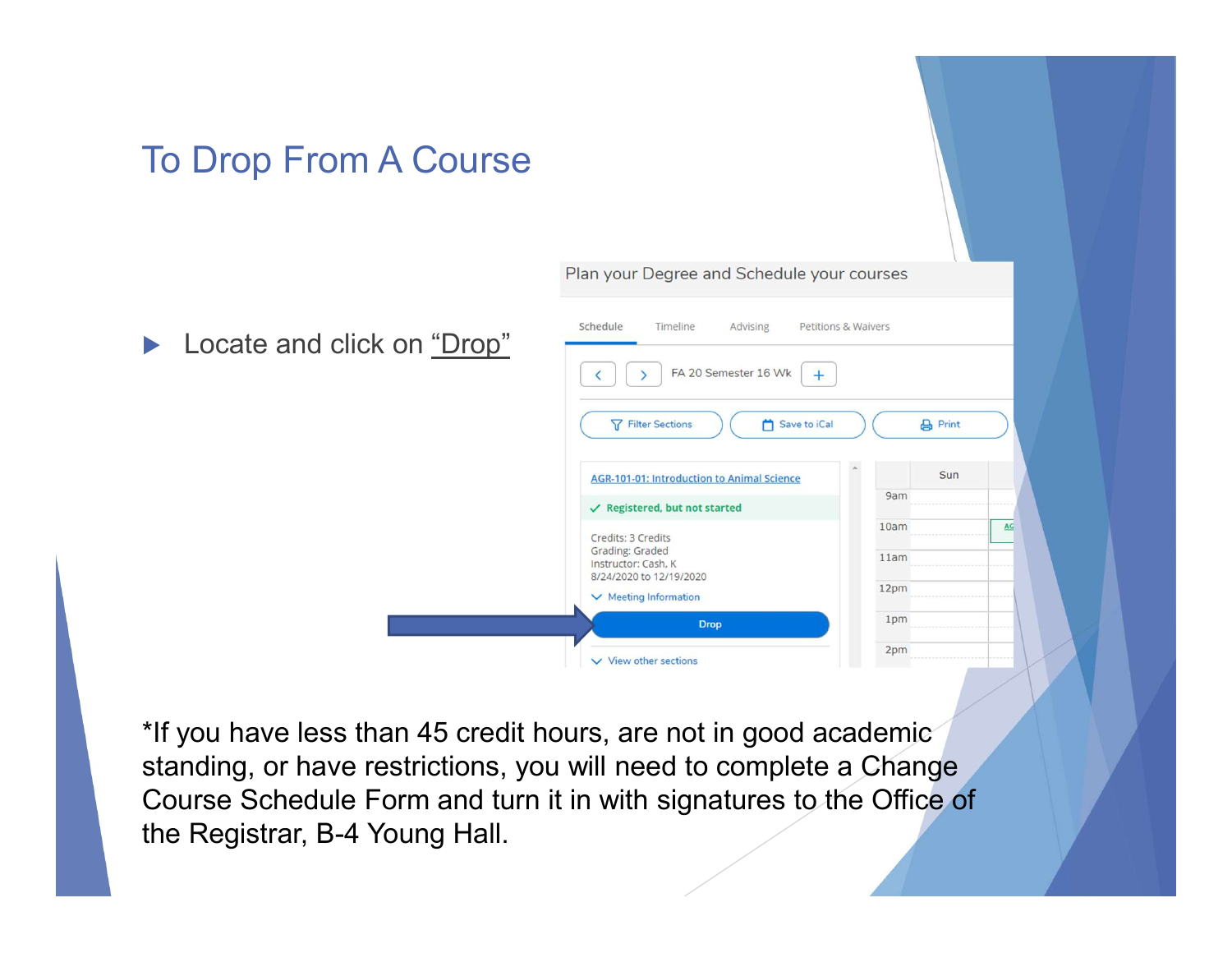# To Drop From A Course

- Locate and click on “Drop”

*If you have less than 45 credit hours, are not in good academic standing, or have restrictions, you will need to complete a Change Course Schedule Form and turn it in with signatures to the Office of the Registrar, B-4 Young Hall.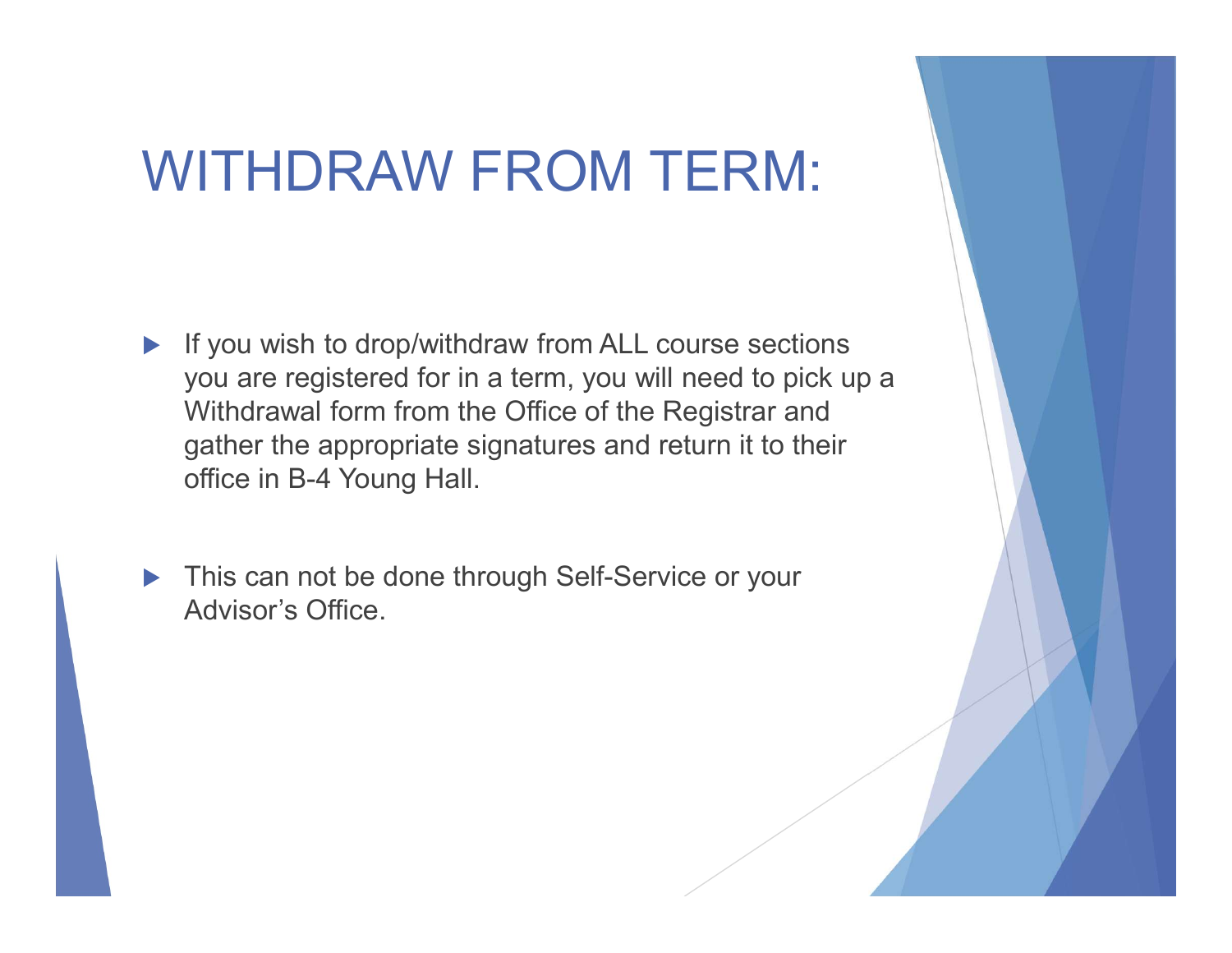# WITHDRAW FROM TERM:

- If you wish to drop/withdraw from ALL course sections you are registered for in a term, you will need to pick up a Withdrawal form from the Office of the Registrar and gather the appropriate signatures and return it to their office in B-4 Young Hall.

- This can not be done through Self-Service or your Advisor's Office.